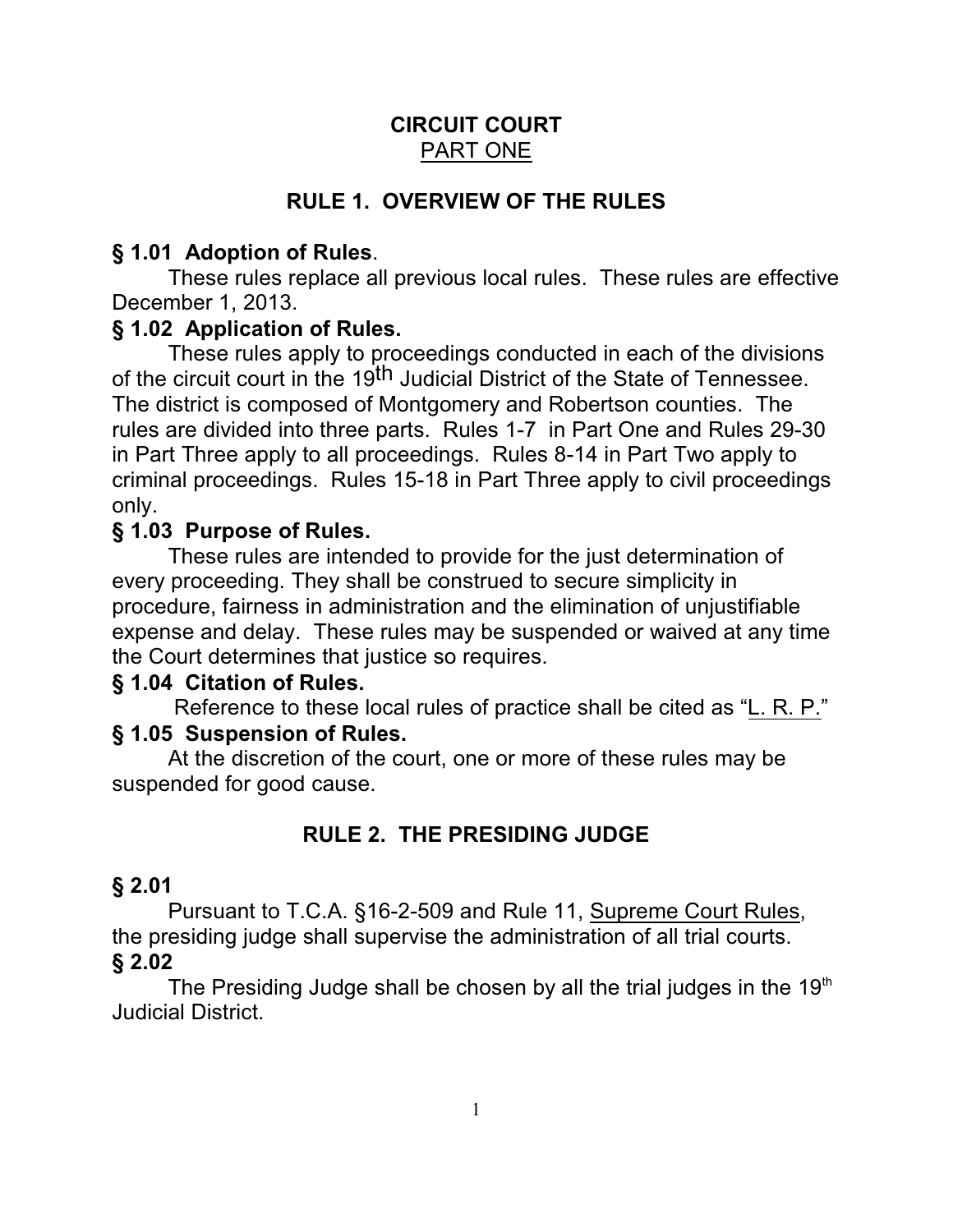# CIRCUIT COURT

PART ONE

## RULE 1. OVERVIEW OF THE RULES

### § 1.01 Adoption of Rules.

These rules replace all previous local rules. These rules are effective December 1, 2013.

### § 1.02 Application of Rules.

These rules apply to proceedings conducted in each of the divisions of the circuit court in the 19th Judicial District of the State of Tennessee. The district is composed of Montgomery and Robertson counties. The rules are divided into three parts. Rules 1-7 in Part One and Rules 29-30 in Part Three apply to all proceedings. Rules 8-14 in Part Two apply to criminal proceedings. Rules 15-18 in Part Three apply to civil proceedings only.

### § 1.03 Purpose of Rules.

These rules are intended to provide for the just determination of every proceeding. They shall be construed to secure simplicity in procedure, fairness in administration and the elimination of unjustifiable expense and delay. These rules may be suspended or waived at any time the Court determines that justice so requires.

### § 1.04 Citation of Rules.

Reference to these local rules of practice shall be cited as "L. R. P."

### § 1.05 Suspension of Rules.

At the discretion of the court, one or more of these rules may be suspended for good cause.

## RULE 2. THE PRESIDING JUDGE

### § 2.01

Pursuant to T.C.A. §16-2-509 and Rule 11, Supreme Court Rules, the presiding judge shall supervise the administration of all trial courts.

### § 2.02

The Presiding Judge shall be chosen by all the trial judges in the 19th Judicial District.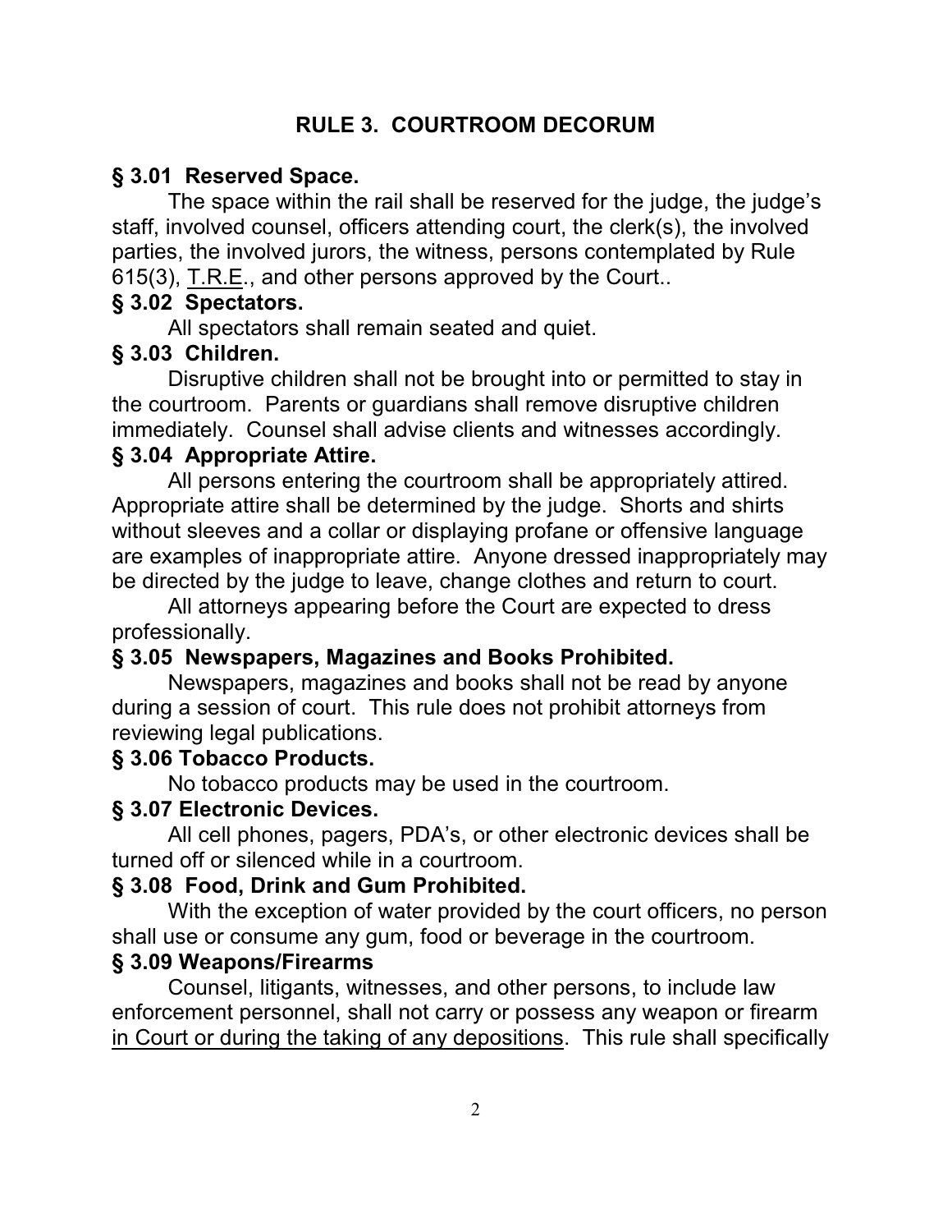## RULE 3. COURTROOM DECORUM

### § 3.01 Reserved Space.

The space within the rail shall be reserved for the judge, the judge's staff, involved counsel, officers attending court, the clerk(s), the involved parties, the involved jurors, the witness, persons contemplated by Rule 615(3), <u>T.R.E.</u>, and other persons approved by the Court..

### § 3.02 Spectators.

All spectators shall remain seated and quiet.

### § 3.03 Children.

Disruptive children shall not be brought into or permitted to stay in the courtroom. Parents or guardians shall remove disruptive children immediately. Counsel shall advise clients and witnesses accordingly.

### § 3.04 Appropriate Attire.

All persons entering the courtroom shall be appropriately attired. Appropriate attire shall be determined by the judge. Shorts and shirts without sleeves and a collar or displaying profane or offensive language are examples of inappropriate attire. Anyone dressed inappropriately may be directed by the judge to leave, change clothes and return to court.

All attorneys appearing before the Court are expected to dress professionally.

### § 3.05 Newspapers, Magazines and Books Prohibited.

Newspapers, magazines and books shall not be read by anyone during a session of court. This rule does not prohibit attorneys from reviewing legal publications.

### § 3.06 Tobacco Products.

No tobacco products may be used in the courtroom.

### § 3.07 Electronic Devices.

All cell phones, pagers, PDA's, or other electronic devices shall be turned off or silenced while in a courtroom.

### § 3.08 Food, Drink and Gum Prohibited.

With the exception of water provided by the court officers, no person shall use or consume any gum, food or beverage in the courtroom.

### § 3.09 Weapons/Firearms

Counsel, litigants, witnesses, and other persons, to include law enforcement personnel, shall not carry or possess any weapon or firearm <u>in Court or during the taking of any depositions</u>. This rule shall specifically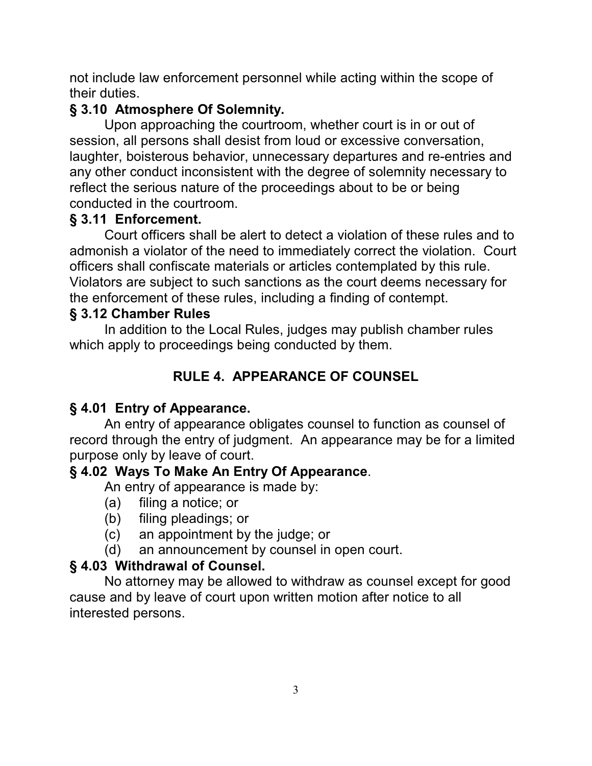not include law enforcement personnel while acting within the scope of their duties.

**§ 3.10 Atmosphere Of Solemnity.**

Upon approaching the courtroom, whether court is in or out of session, all persons shall desist from loud or excessive conversation, laughter, boisterous behavior, unnecessary departures and re-entries and any other conduct inconsistent with the degree of solemnity necessary to reflect the serious nature of the proceedings about to be or being conducted in the courtroom.

**§ 3.11 Enforcement.**

Court officers shall be alert to detect a violation of these rules and to admonish a violator of the need to immediately correct the violation. Court officers shall confiscate materials or articles contemplated by this rule. Violators are subject to such sanctions as the court deems necessary for the enforcement of these rules, including a finding of contempt.

**§ 3.12 Chamber Rules**

In addition to the Local Rules, judges may publish chamber rules which apply to proceedings being conducted by them.

## RULE 4. APPEARANCE OF COUNSEL

**§ 4.01 Entry of Appearance.**

An entry of appearance obligates counsel to function as counsel of record through the entry of judgment. An appearance may be for a limited purpose only by leave of court.

**§ 4.02 Ways To Make An Entry Of Appearance**.

An entry of appearance is made by:

(a) filing a notice; or
(b) filing pleadings; or
(c) an appointment by the judge; or
(d) an announcement by counsel in open court.

**§ 4.03 Withdrawal of Counsel.**

No attorney may be allowed to withdraw as counsel except for good cause and by leave of court upon written motion after notice to all interested persons.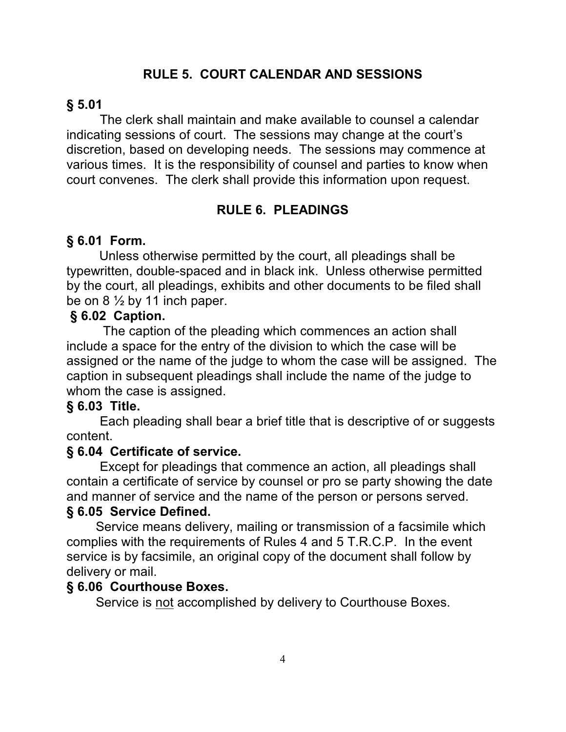## RULE 5. COURT CALENDAR AND SESSIONS

**§ 5.01**

The clerk shall maintain and make available to counsel a calendar indicating sessions of court. The sessions may change at the court's discretion, based on developing needs. The sessions may commence at various times. It is the responsibility of counsel and parties to know when court convenes. The clerk shall provide this information upon request.

## RULE 6. PLEADINGS

**§ 6.01 Form.**

Unless otherwise permitted by the court, all pleadings shall be typewritten, double-spaced and in black ink. Unless otherwise permitted by the court, all pleadings, exhibits and other documents to be filed shall be on 8 ½ by 11 inch paper.

**§ 6.02 Caption.**

The caption of the pleading which commences an action shall include a space for the entry of the division to which the case will be assigned or the name of the judge to whom the case will be assigned. The caption in subsequent pleadings shall include the name of the judge to whom the case is assigned.

**§ 6.03 Title.**

Each pleading shall bear a brief title that is descriptive of or suggests content.

**§ 6.04 Certificate of service.**

Except for pleadings that commence an action, all pleadings shall contain a certificate of service by counsel or pro se party showing the date and manner of service and the name of the person or persons served.

**§ 6.05 Service Defined.**

Service means delivery, mailing or transmission of a facsimile which complies with the requirements of Rules 4 and 5 T.R.C.P. In the event service is by facsimile, an original copy of the document shall follow by delivery or mail.

**§ 6.06 Courthouse Boxes.**

Service is <u>not</u> accomplished by delivery to Courthouse Boxes.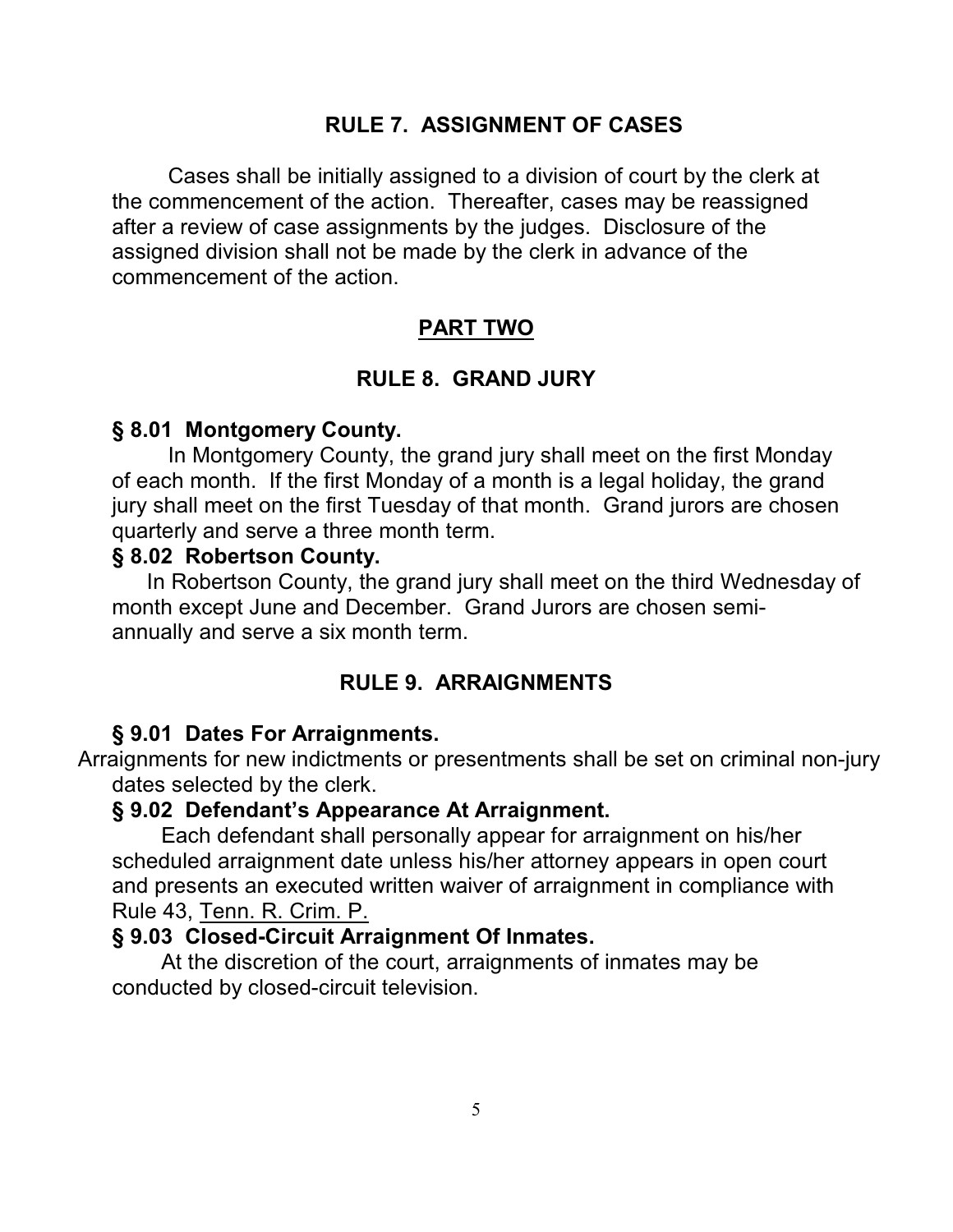## RULE 7. ASSIGNMENT OF CASES

Cases shall be initially assigned to a division of court by the clerk at the commencement of the action. Thereafter, cases may be reassigned after a review of case assignments by the judges. Disclosure of the assigned division shall not be made by the clerk in advance of the commencement of the action.

# PART TWO

## RULE 8. GRAND JURY

### § 8.01 Montgomery County.

In Montgomery County, the grand jury shall meet on the first Monday of each month. If the first Monday of a month is a legal holiday, the grand jury shall meet on the first Tuesday of that month. Grand jurors are chosen quarterly and serve a three month term.

### § 8.02 Robertson County.

In Robertson County, the grand jury shall meet on the third Wednesday of month except June and December. Grand Jurors are chosen semi-annually and serve a six month term.

## RULE 9. ARRAIGNMENTS

### § 9.01 Dates For Arraignments.

Arraignments for new indictments or presentments shall be set on criminal non-jury dates selected by the clerk.

### § 9.02 Defendant's Appearance At Arraignment.

Each defendant shall personally appear for arraignment on his/her scheduled arraignment date unless his/her attorney appears in open court and presents an executed written waiver of arraignment in compliance with Rule 43, Tenn. R. Crim. P.

### § 9.03 Closed-Circuit Arraignment Of Inmates.

At the discretion of the court, arraignments of inmates may be conducted by closed-circuit television.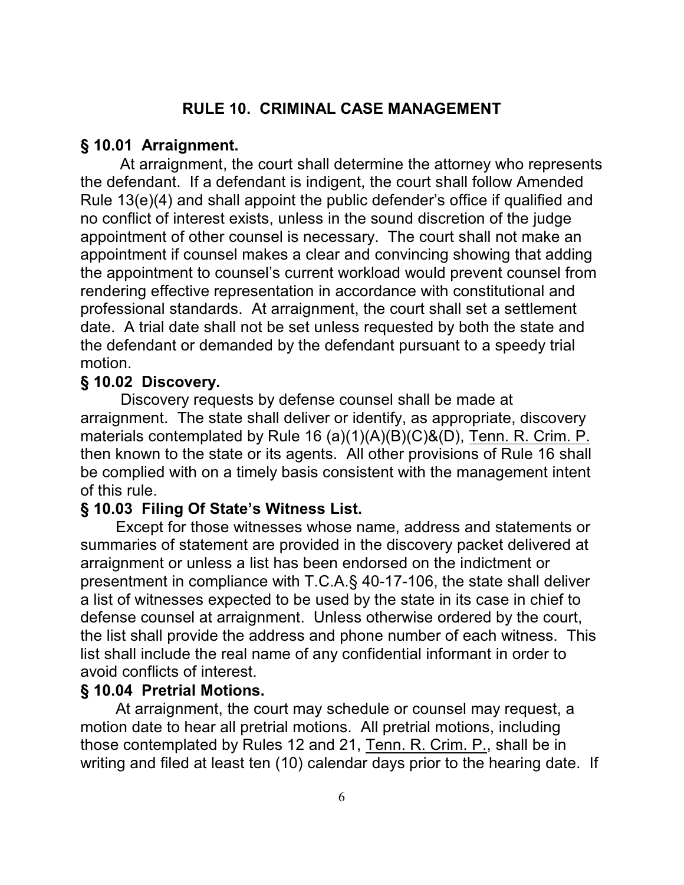# RULE 10. CRIMINAL CASE MANAGEMENT

## § 10.01 Arraignment.

At arraignment, the court shall determine the attorney who represents the defendant. If a defendant is indigent, the court shall follow Amended Rule 13(e)(4) and shall appoint the public defender's office if qualified and no conflict of interest exists, unless in the sound discretion of the judge appointment of other counsel is necessary. The court shall not make an appointment if counsel makes a clear and convincing showing that adding the appointment to counsel's current workload would prevent counsel from rendering effective representation in accordance with constitutional and professional standards. At arraignment, the court shall set a settlement date. A trial date shall not be set unless requested by both the state and the defendant or demanded by the defendant pursuant to a speedy trial motion.

## § 10.02 Discovery.

Discovery requests by defense counsel shall be made at arraignment. The state shall deliver or identify, as appropriate, discovery materials contemplated by Rule 16 (a)(1)(A)(B)(C)&(D), Tenn. R. Crim. P. then known to the state or its agents. All other provisions of Rule 16 shall be complied with on a timely basis consistent with the management intent of this rule.

## § 10.03 Filing Of State's Witness List.

Except for those witnesses whose name, address and statements or summaries of statement are provided in the discovery packet delivered at arraignment or unless a list has been endorsed on the indictment or presentment in compliance with T.C.A.§ 40-17-106, the state shall deliver a list of witnesses expected to be used by the state in its case in chief to defense counsel at arraignment. Unless otherwise ordered by the court, the list shall provide the address and phone number of each witness. This list shall include the real name of any confidential informant in order to avoid conflicts of interest.

## § 10.04 Pretrial Motions.

At arraignment, the court may schedule or counsel may request, a motion date to hear all pretrial motions. All pretrial motions, including those contemplated by Rules 12 and 21, Tenn. R. Crim. P., shall be in writing and filed at least ten (10) calendar days prior to the hearing date. If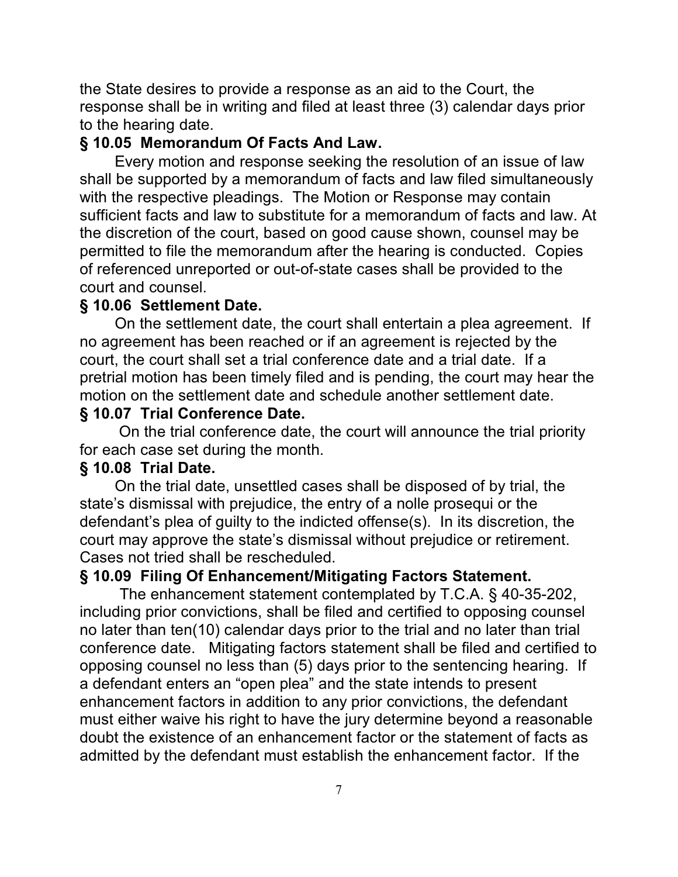the State desires to provide a response as an aid to the Court, the response shall be in writing and filed at least three (3) calendar days prior to the hearing date.

### § 10.05 Memorandum Of Facts And Law.

Every motion and response seeking the resolution of an issue of law shall be supported by a memorandum of facts and law filed simultaneously with the respective pleadings. The Motion or Response may contain sufficient facts and law to substitute for a memorandum of facts and law. At the discretion of the court, based on good cause shown, counsel may be permitted to file the memorandum after the hearing is conducted. Copies of referenced unreported or out-of-state cases shall be provided to the court and counsel.

### § 10.06 Settlement Date.

On the settlement date, the court shall entertain a plea agreement. If no agreement has been reached or if an agreement is rejected by the court, the court shall set a trial conference date and a trial date. If a pretrial motion has been timely filed and is pending, the court may hear the motion on the settlement date and schedule another settlement date.

### § 10.07 Trial Conference Date.

On the trial conference date, the court will announce the trial priority for each case set during the month.

### § 10.08 Trial Date.

On the trial date, unsettled cases shall be disposed of by trial, the state's dismissal with prejudice, the entry of a nolle prosequi or the defendant's plea of guilty to the indicted offense(s). In its discretion, the court may approve the state's dismissal without prejudice or retirement. Cases not tried shall be rescheduled.

### § 10.09 Filing Of Enhancement/Mitigating Factors Statement.

The enhancement statement contemplated by T.C.A. § 40-35-202, including prior convictions, shall be filed and certified to opposing counsel no later than ten(10) calendar days prior to the trial and no later than trial conference date. Mitigating factors statement shall be filed and certified to opposing counsel no less than (5) days prior to the sentencing hearing. If a defendant enters an "open plea" and the state intends to present enhancement factors in addition to any prior convictions, the defendant must either waive his right to have the jury determine beyond a reasonable doubt the existence of an enhancement factor or the statement of facts as admitted by the defendant must establish the enhancement factor. If the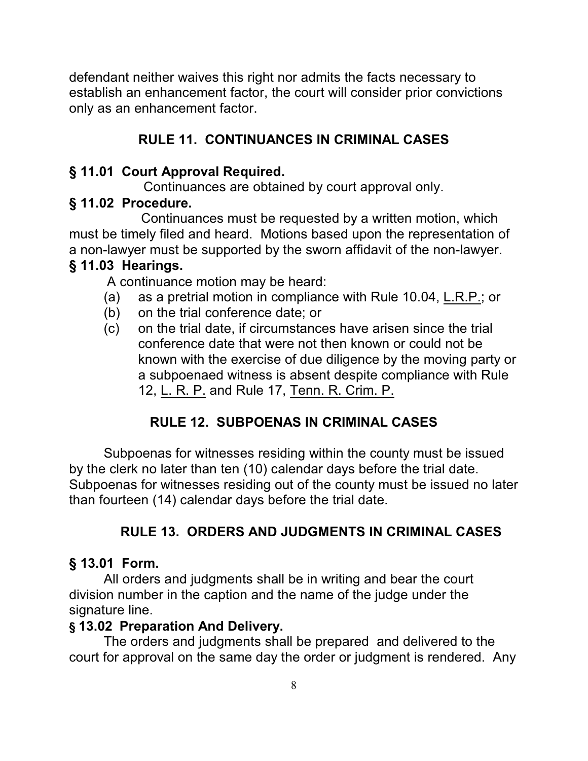defendant neither waives this right nor admits the facts necessary to establish an enhancement factor, the court will consider prior convictions only as an enhancement factor.

## RULE 11. CONTINUANCES IN CRIMINAL CASES

### § 11.01 Court Approval Required.

Continuances are obtained by court approval only.

### § 11.02 Procedure.

Continuances must be requested by a written motion, which must be timely filed and heard. Motions based upon the representation of a non-lawyer must be supported by the sworn affidavit of the non-lawyer.

### § 11.03 Hearings.

A continuance motion may be heard:

(a) as a pretrial motion in compliance with Rule 10.04, L.R.P.; or

(b) on the trial conference date; or

(c) on the trial date, if circumstances have arisen since the trial conference date that were not then known or could not be known with the exercise of due diligence by the moving party or a subpoenaed witness is absent despite compliance with Rule 12, L. R. P. and Rule 17, Tenn. R. Crim. P.

## RULE 12. SUBPOENAS IN CRIMINAL CASES

Subpoenas for witnesses residing within the county must be issued by the clerk no later than ten (10) calendar days before the trial date. Subpoenas for witnesses residing out of the county must be issued no later than fourteen (14) calendar days before the trial date.

## RULE 13. ORDERS AND JUDGMENTS IN CRIMINAL CASES

### § 13.01 Form.

All orders and judgments shall be in writing and bear the court division number in the caption and the name of the judge under the signature line.

### § 13.02 Preparation And Delivery.

The orders and judgments shall be prepared and delivered to the court for approval on the same day the order or judgment is rendered. Any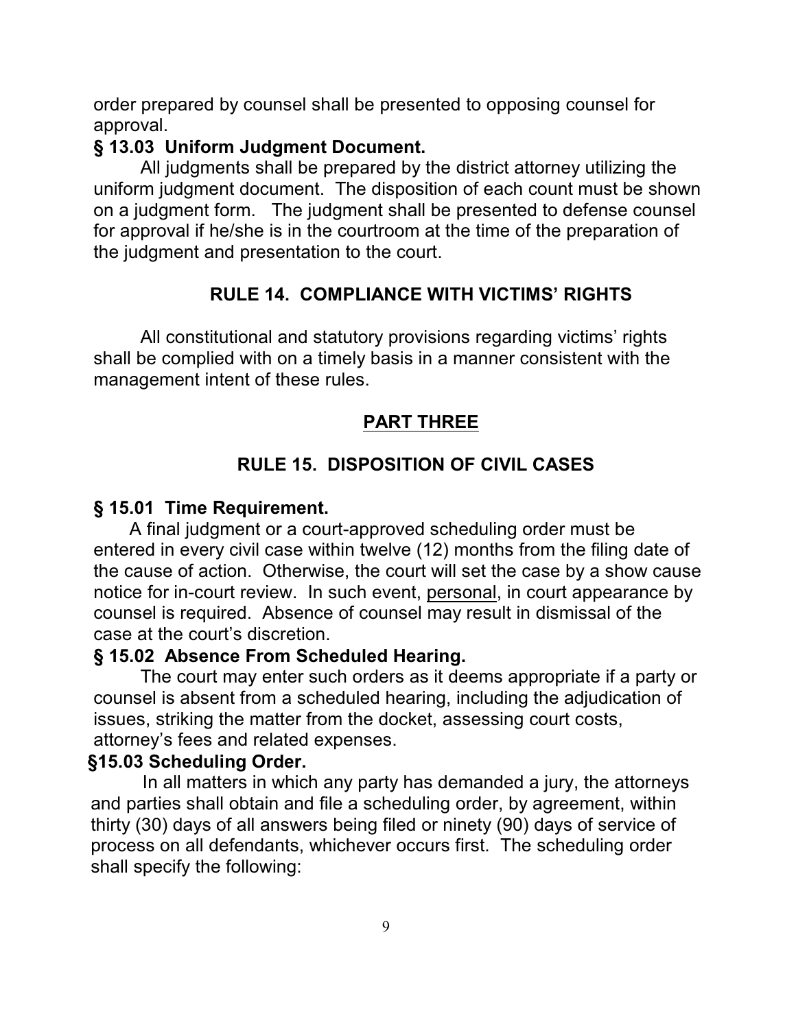order prepared by counsel shall be presented to opposing counsel for approval.

**§ 13.03 Uniform Judgment Document.**

All judgments shall be prepared by the district attorney utilizing the uniform judgment document. The disposition of each count must be shown on a judgment form. The judgment shall be presented to defense counsel for approval if he/she is in the courtroom at the time of the preparation of the judgment and presentation to the court.

## RULE 14. COMPLIANCE WITH VICTIMS' RIGHTS

All constitutional and statutory provisions regarding victims' rights shall be complied with on a timely basis in a manner consistent with the management intent of these rules.

# PART THREE

## RULE 15. DISPOSITION OF CIVIL CASES

**§ 15.01 Time Requirement.**

A final judgment or a court-approved scheduling order must be entered in every civil case within twelve (12) months from the filing date of the cause of action. Otherwise, the court will set the case by a show cause notice for in-court review. In such event, personal, in court appearance by counsel is required. Absence of counsel may result in dismissal of the case at the court's discretion.

**§ 15.02 Absence From Scheduled Hearing.**

The court may enter such orders as it deems appropriate if a party or counsel is absent from a scheduled hearing, including the adjudication of issues, striking the matter from the docket, assessing court costs, attorney's fees and related expenses.

**§15.03 Scheduling Order.**

In all matters in which any party has demanded a jury, the attorneys and parties shall obtain and file a scheduling order, by agreement, within thirty (30) days of all answers being filed or ninety (90) days of service of process on all defendants, whichever occurs first. The scheduling order shall specify the following: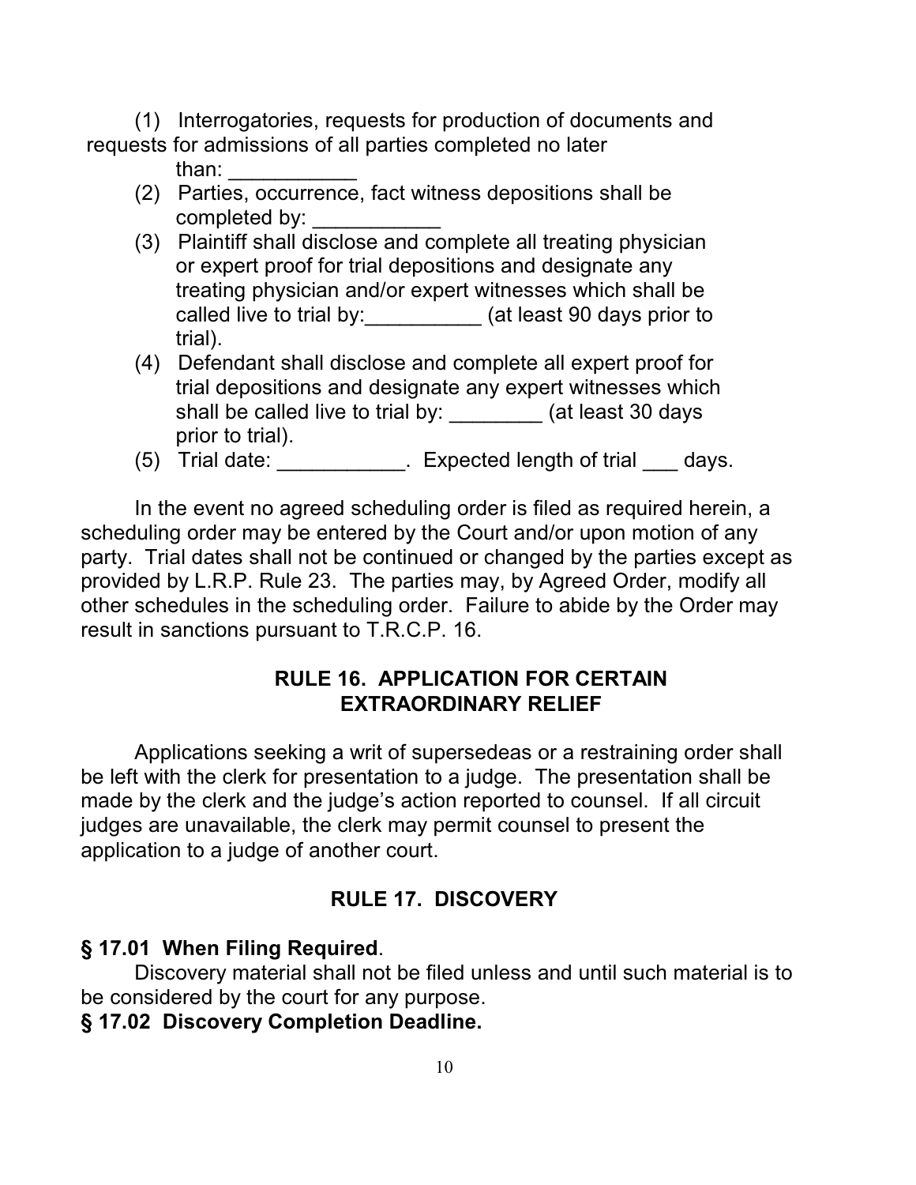(1) Interrogatories, requests for production of documents and requests for admissions of all parties completed no later than: ___________

(2) Parties, occurrence, fact witness depositions shall be completed by: ___________

(3) Plaintiff shall disclose and complete all treating physician or expert proof for trial depositions and designate any treating physician and/or expert witnesses which shall be called live to trial by:__________ (at least 90 days prior to trial).

(4) Defendant shall disclose and complete all expert proof for trial depositions and designate any expert witnesses which shall be called live to trial by: ________ (at least 30 days prior to trial).

(5) Trial date: ___________. Expected length of trial ___ days.

In the event no agreed scheduling order is filed as required herein, a scheduling order may be entered by the Court and/or upon motion of any party. Trial dates shall not be continued or changed by the parties except as provided by L.R.P. Rule 23. The parties may, by Agreed Order, modify all other schedules in the scheduling order. Failure to abide by the Order may result in sanctions pursuant to T.R.C.P. 16.

## RULE 16. APPLICATION FOR CERTAIN EXTRAORDINARY RELIEF

Applications seeking a writ of supersedeas or a restraining order shall be left with the clerk for presentation to a judge. The presentation shall be made by the clerk and the judge's action reported to counsel. If all circuit judges are unavailable, the clerk may permit counsel to present the application to a judge of another court.

## RULE 17. DISCOVERY

**§ 17.01 When Filing Required**.

Discovery material shall not be filed unless and until such material is to be considered by the court for any purpose.

**§ 17.02 Discovery Completion Deadline.**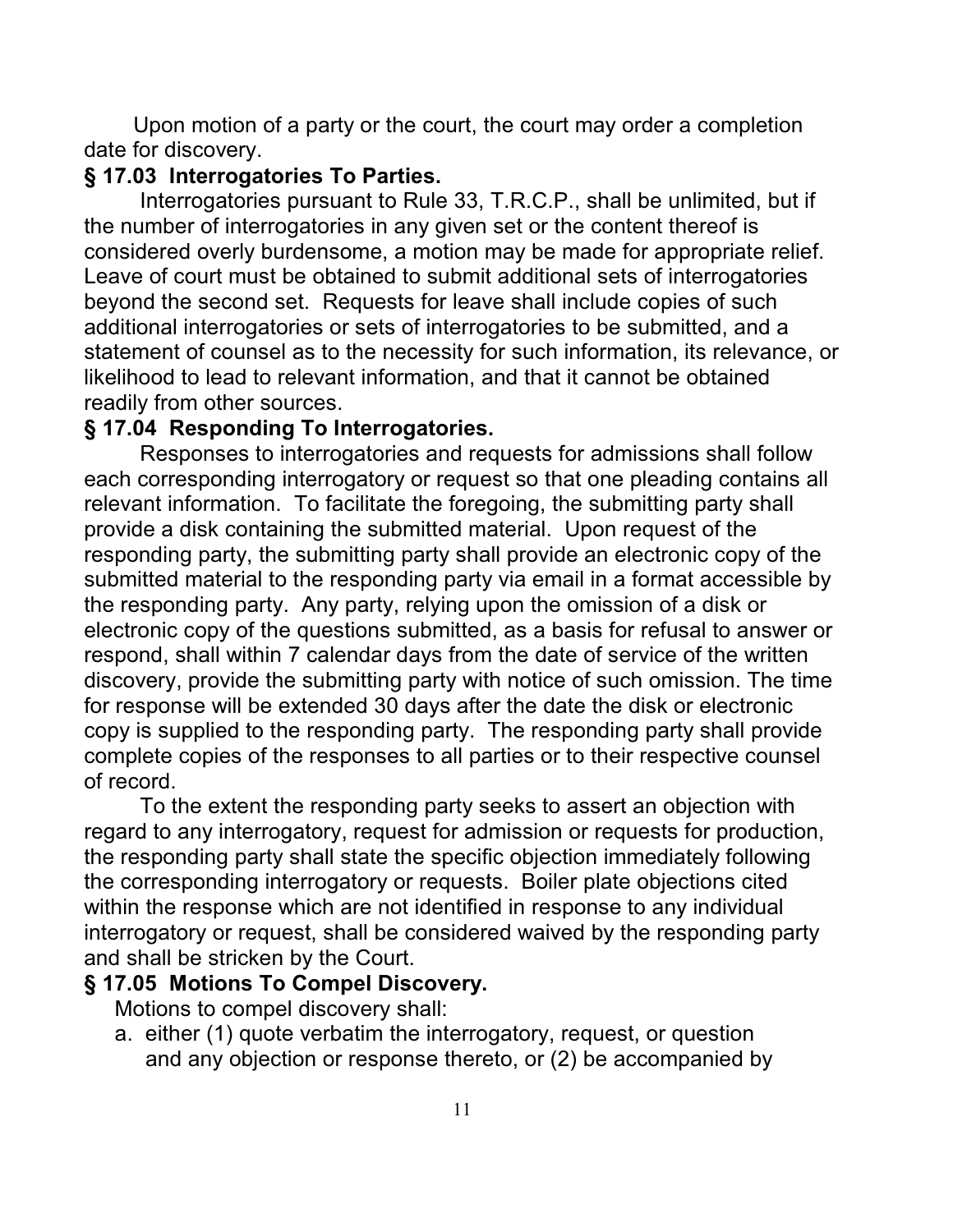Upon motion of a party or the court, the court may order a completion date for discovery.

### § 17.03 Interrogatories To Parties.

Interrogatories pursuant to Rule 33, T.R.C.P., shall be unlimited, but if the number of interrogatories in any given set or the content thereof is considered overly burdensome, a motion may be made for appropriate relief. Leave of court must be obtained to submit additional sets of interrogatories beyond the second set. Requests for leave shall include copies of such additional interrogatories or sets of interrogatories to be submitted, and a statement of counsel as to the necessity for such information, its relevance, or likelihood to lead to relevant information, and that it cannot be obtained readily from other sources.

### § 17.04 Responding To Interrogatories.

Responses to interrogatories and requests for admissions shall follow each corresponding interrogatory or request so that one pleading contains all relevant information. To facilitate the foregoing, the submitting party shall provide a disk containing the submitted material. Upon request of the responding party, the submitting party shall provide an electronic copy of the submitted material to the responding party via email in a format accessible by the responding party. Any party, relying upon the omission of a disk or electronic copy of the questions submitted, as a basis for refusal to answer or respond, shall within 7 calendar days from the date of service of the written discovery, provide the submitting party with notice of such omission. The time for response will be extended 30 days after the date the disk or electronic copy is supplied to the responding party. The responding party shall provide complete copies of the responses to all parties or to their respective counsel of record.

To the extent the responding party seeks to assert an objection with regard to any interrogatory, request for admission or requests for production, the responding party shall state the specific objection immediately following the corresponding interrogatory or requests. Boiler plate objections cited within the response which are not identified in response to any individual interrogatory or request, shall be considered waived by the responding party and shall be stricken by the Court.

### § 17.05 Motions To Compel Discovery.

Motions to compel discovery shall:

a. either (1) quote verbatim the interrogatory, request, or question and any objection or response thereto, or (2) be accompanied by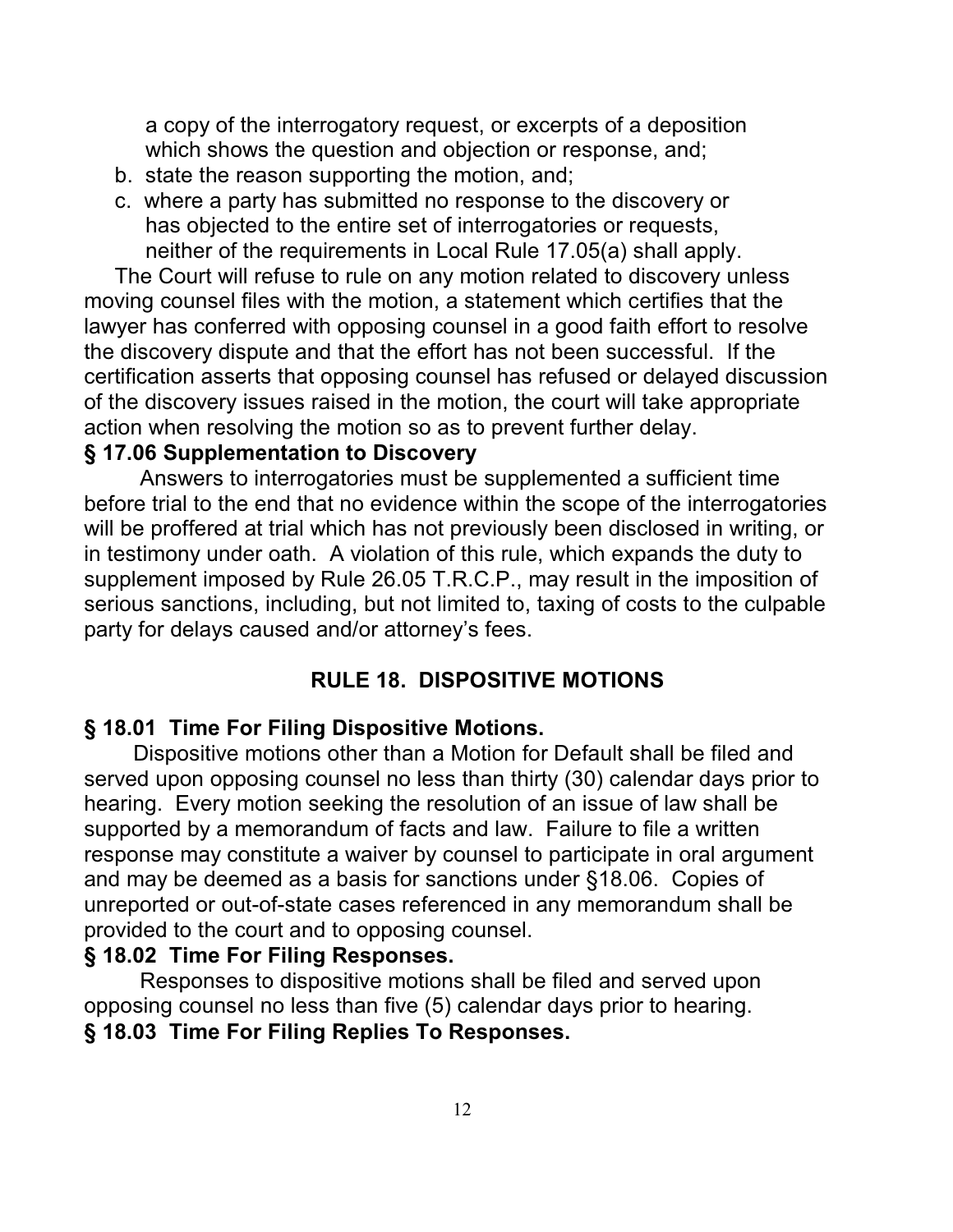a copy of the interrogatory request, or excerpts of a deposition which shows the question and objection or response, and;

b. state the reason supporting the motion, and;
c. where a party has submitted no response to the discovery or has objected to the entire set of interrogatories or requests, neither of the requirements in Local Rule 17.05(a) shall apply.

The Court will refuse to rule on any motion related to discovery unless moving counsel files with the motion, a statement which certifies that the lawyer has conferred with opposing counsel in a good faith effort to resolve the discovery dispute and that the effort has not been successful. If the certification asserts that opposing counsel has refused or delayed discussion of the discovery issues raised in the motion, the court will take appropriate action when resolving the motion so as to prevent further delay.

### § 17.06 Supplementation to Discovery

Answers to interrogatories must be supplemented a sufficient time before trial to the end that no evidence within the scope of the interrogatories will be proffered at trial which has not previously been disclosed in writing, or in testimony under oath. A violation of this rule, which expands the duty to supplement imposed by Rule 26.05 T.R.C.P., may result in the imposition of serious sanctions, including, but not limited to, taxing of costs to the culpable party for delays caused and/or attorney's fees.

## RULE 18. DISPOSITIVE MOTIONS

### § 18.01 Time For Filing Dispositive Motions.

Dispositive motions other than a Motion for Default shall be filed and served upon opposing counsel no less than thirty (30) calendar days prior to hearing. Every motion seeking the resolution of an issue of law shall be supported by a memorandum of facts and law. Failure to file a written response may constitute a waiver by counsel to participate in oral argument and may be deemed as a basis for sanctions under §18.06. Copies of unreported or out-of-state cases referenced in any memorandum shall be provided to the court and to opposing counsel.

### § 18.02 Time For Filing Responses.

Responses to dispositive motions shall be filed and served upon opposing counsel no less than five (5) calendar days prior to hearing.

### § 18.03 Time For Filing Replies To Responses.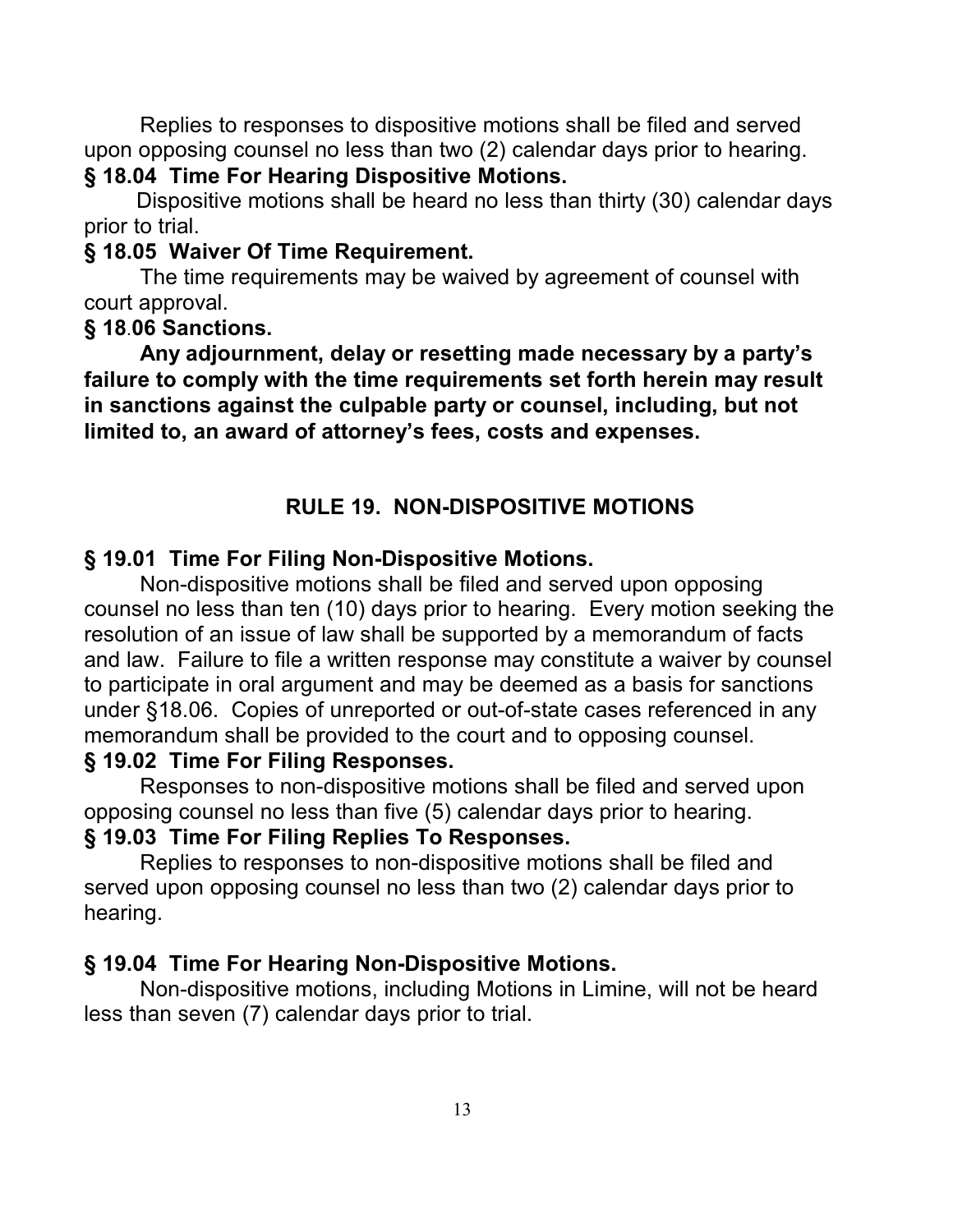Replies to responses to dispositive motions shall be filed and served upon opposing counsel no less than two (2) calendar days prior to hearing.

**§ 18.04 Time For Hearing Dispositive Motions.**

Dispositive motions shall be heard no less than thirty (30) calendar days prior to trial.

**§ 18.05 Waiver Of Time Requirement.**

The time requirements may be waived by agreement of counsel with court approval.

**§ 18.06 Sanctions.**

**Any adjournment, delay or resetting made necessary by a party's failure to comply with the time requirements set forth herein may result in sanctions against the culpable party or counsel, including, but not limited to, an award of attorney's fees, costs and expenses.**

## RULE 19. NON-DISPOSITIVE MOTIONS

**§ 19.01 Time For Filing Non-Dispositive Motions.**

Non-dispositive motions shall be filed and served upon opposing counsel no less than ten (10) days prior to hearing. Every motion seeking the resolution of an issue of law shall be supported by a memorandum of facts and law. Failure to file a written response may constitute a waiver by counsel to participate in oral argument and may be deemed as a basis for sanctions under §18.06. Copies of unreported or out-of-state cases referenced in any memorandum shall be provided to the court and to opposing counsel.

**§ 19.02 Time For Filing Responses.**

Responses to non-dispositive motions shall be filed and served upon opposing counsel no less than five (5) calendar days prior to hearing.

**§ 19.03 Time For Filing Replies To Responses.**

Replies to responses to non-dispositive motions shall be filed and served upon opposing counsel no less than two (2) calendar days prior to hearing.

**§ 19.04 Time For Hearing Non-Dispositive Motions.**

Non-dispositive motions, including Motions in Limine, will not be heard less than seven (7) calendar days prior to trial.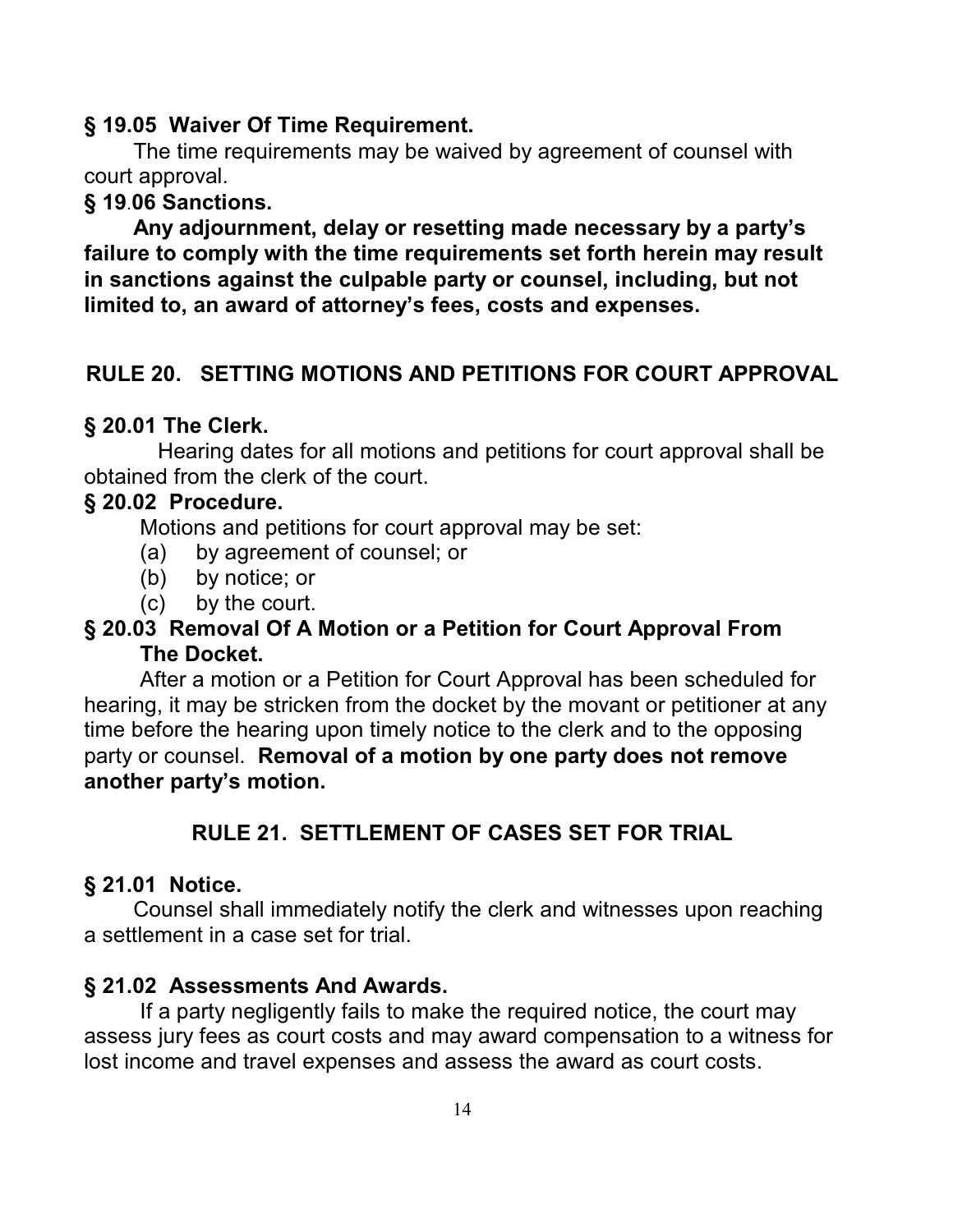### § 19.05 Waiver Of Time Requirement.

The time requirements may be waived by agreement of counsel with court approval.

### § 19.06 Sanctions.

**Any adjournment, delay or resetting made necessary by a party's failure to comply with the time requirements set forth herein may result in sanctions against the culpable party or counsel, including, but not limited to, an award of attorney's fees, costs and expenses.**

## RULE 20. SETTING MOTIONS AND PETITIONS FOR COURT APPROVAL

### § 20.01 The Clerk.

Hearing dates for all motions and petitions for court approval shall be obtained from the clerk of the court.

### § 20.02 Procedure.

Motions and petitions for court approval may be set:

(a) by agreement of counsel; or
(b) by notice; or
(c) by the court.

### § 20.03 Removal Of A Motion or a Petition for Court Approval From The Docket.

After a motion or a Petition for Court Approval has been scheduled for hearing, it may be stricken from the docket by the movant or petitioner at any time before the hearing upon timely notice to the clerk and to the opposing party or counsel. **Removal of a motion by one party does not remove another party's motion.**

## RULE 21. SETTLEMENT OF CASES SET FOR TRIAL

### § 21.01 Notice.

Counsel shall immediately notify the clerk and witnesses upon reaching a settlement in a case set for trial.

### § 21.02 Assessments And Awards.

If a party negligently fails to make the required notice, the court may assess jury fees as court costs and may award compensation to a witness for lost income and travel expenses and assess the award as court costs.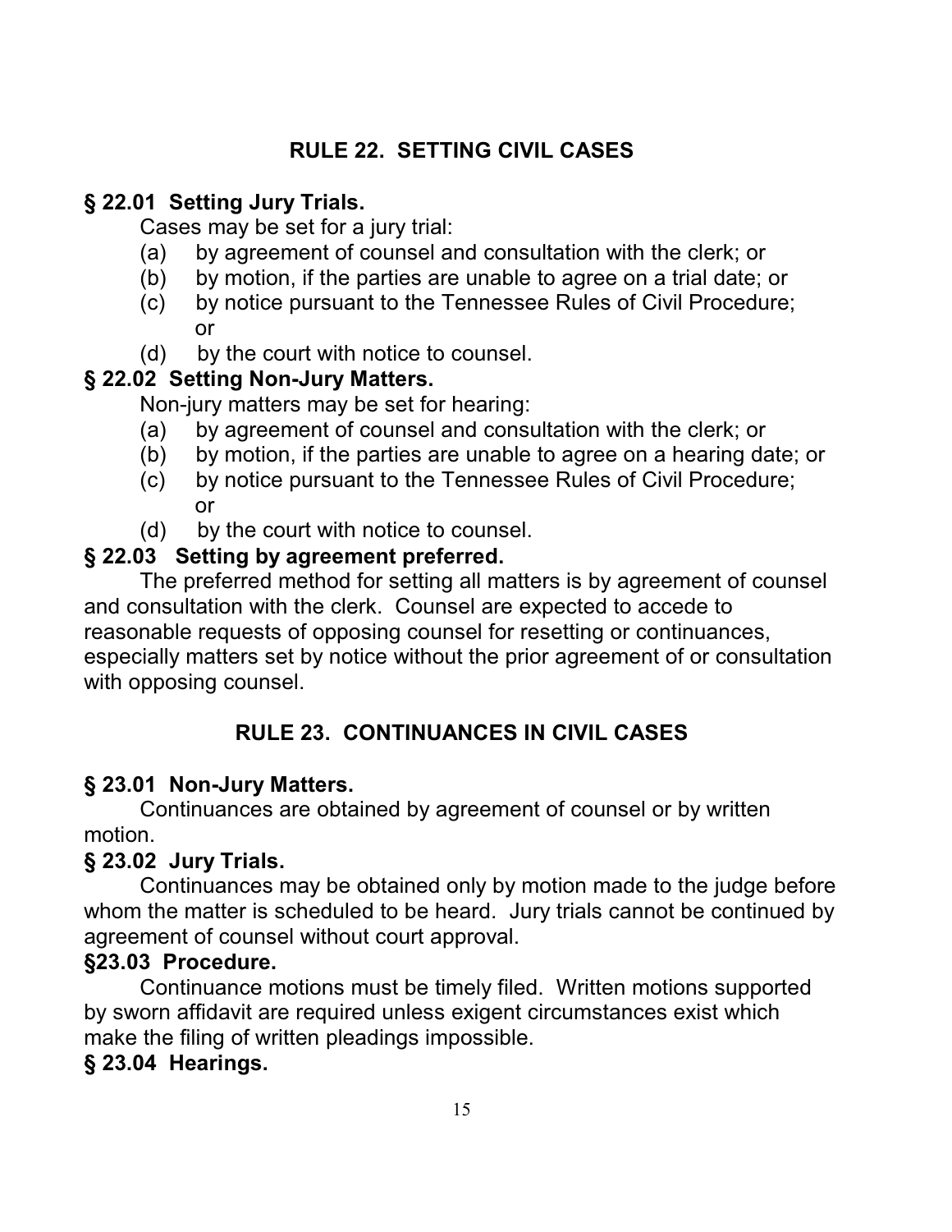## RULE 22. SETTING CIVIL CASES

### § 22.01 Setting Jury Trials.

Cases may be set for a jury trial:

(a) by agreement of counsel and consultation with the clerk; or
(b) by motion, if the parties are unable to agree on a trial date; or
(c) by notice pursuant to the Tennessee Rules of Civil Procedure; or
(d) by the court with notice to counsel.

### § 22.02 Setting Non-Jury Matters.

Non-jury matters may be set for hearing:

(a) by agreement of counsel and consultation with the clerk; or
(b) by motion, if the parties are unable to agree on a hearing date; or
(c) by notice pursuant to the Tennessee Rules of Civil Procedure; or
(d) by the court with notice to counsel.

### § 22.03 Setting by agreement preferred.

The preferred method for setting all matters is by agreement of counsel and consultation with the clerk. Counsel are expected to accede to reasonable requests of opposing counsel for resetting or continuances, especially matters set by notice without the prior agreement of or consultation with opposing counsel.

## RULE 23. CONTINUANCES IN CIVIL CASES

### § 23.01 Non-Jury Matters.

Continuances are obtained by agreement of counsel or by written motion.

### § 23.02 Jury Trials.

Continuances may be obtained only by motion made to the judge before whom the matter is scheduled to be heard. Jury trials cannot be continued by agreement of counsel without court approval.

### §23.03 Procedure.

Continuance motions must be timely filed. Written motions supported by sworn affidavit are required unless exigent circumstances exist which make the filing of written pleadings impossible.

### § 23.04 Hearings.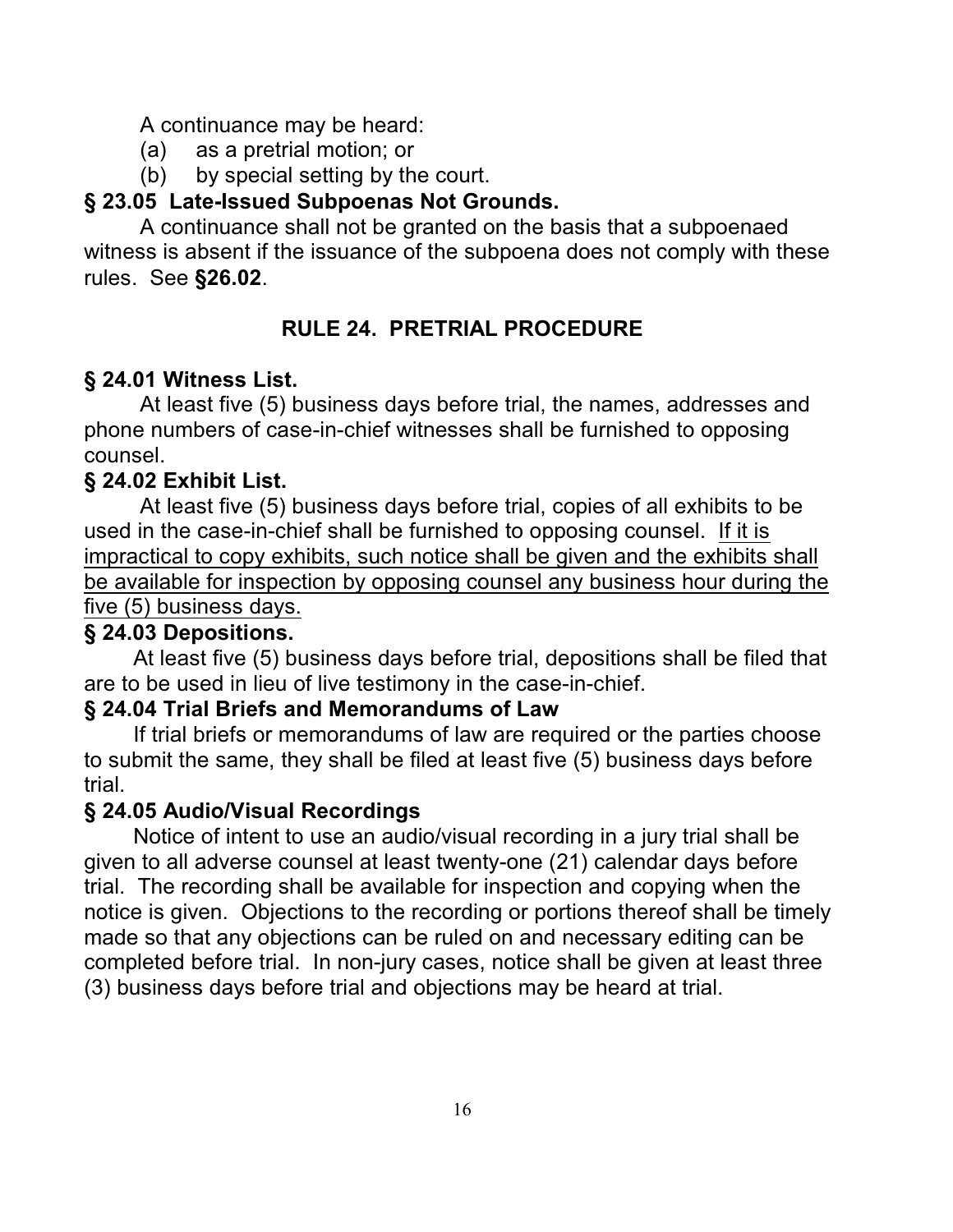A continuance may be heard:

(a) as a pretrial motion; or

(b) by special setting by the court.

### § 23.05 Late-Issued Subpoenas Not Grounds.

A continuance shall not be granted on the basis that a subpoenaed witness is absent if the issuance of the subpoena does not comply with these rules. See **§26.02**.

## RULE 24. PRETRIAL PROCEDURE

### § 24.01 Witness List.

At least five (5) business days before trial, the names, addresses and phone numbers of case-in-chief witnesses shall be furnished to opposing counsel.

### § 24.02 Exhibit List.

At least five (5) business days before trial, copies of all exhibits to be used in the case-in-chief shall be furnished to opposing counsel. <u>If it is impractical to copy exhibits, such notice shall be given and the exhibits shall be available for inspection by opposing counsel any business hour during the five (5) business days.</u>

### § 24.03 Depositions.

At least five (5) business days before trial, depositions shall be filed that are to be used in lieu of live testimony in the case-in-chief.

### § 24.04 Trial Briefs and Memorandums of Law

If trial briefs or memorandums of law are required or the parties choose to submit the same, they shall be filed at least five (5) business days before trial.

### § 24.05 Audio/Visual Recordings

Notice of intent to use an audio/visual recording in a jury trial shall be given to all adverse counsel at least twenty-one (21) calendar days before trial. The recording shall be available for inspection and copying when the notice is given. Objections to the recording or portions thereof shall be timely made so that any objections can be ruled on and necessary editing can be completed before trial. In non-jury cases, notice shall be given at least three (3) business days before trial and objections may be heard at trial.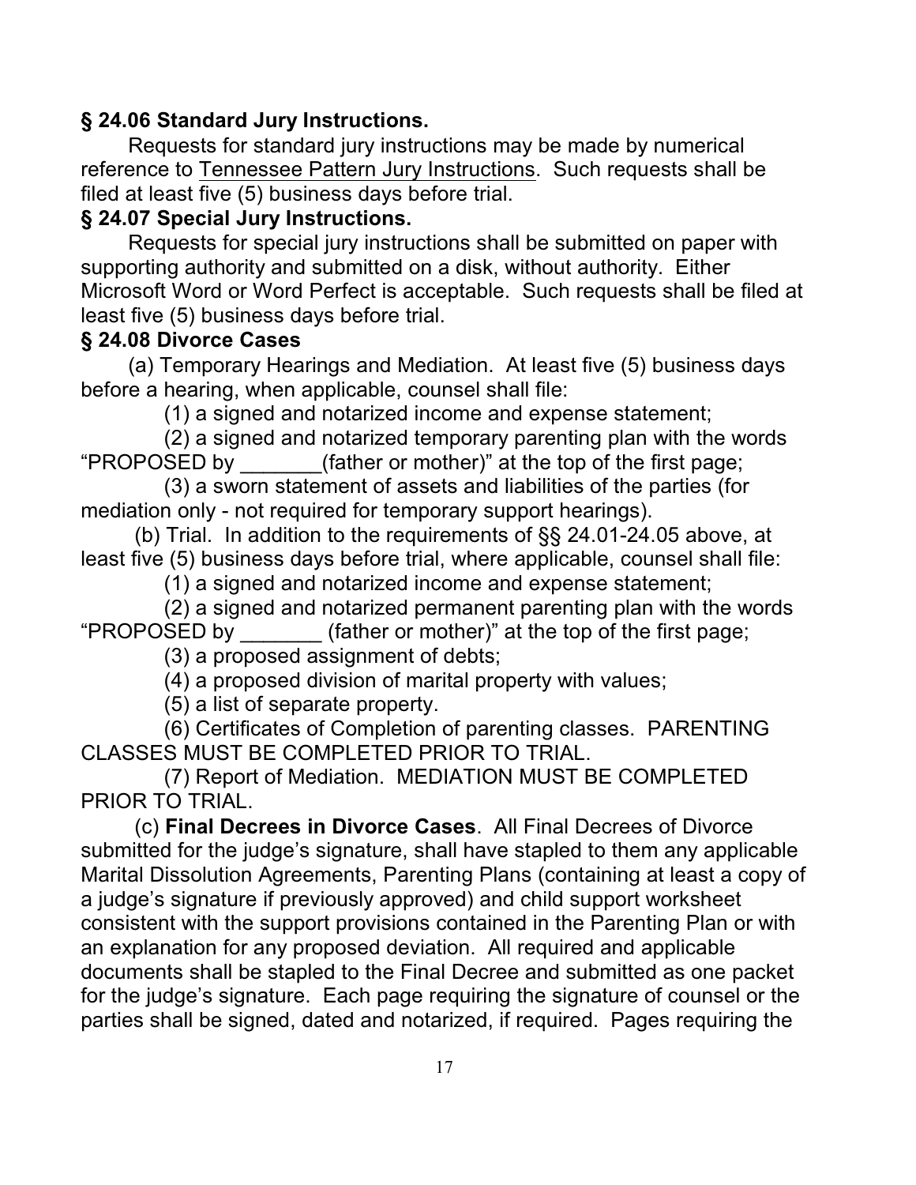**§ 24.06 Standard Jury Instructions.**

Requests for standard jury instructions may be made by numerical reference to Tennessee Pattern Jury Instructions. Such requests shall be filed at least five (5) business days before trial.

**§ 24.07 Special Jury Instructions.**

Requests for special jury instructions shall be submitted on paper with supporting authority and submitted on a disk, without authority. Either Microsoft Word or Word Perfect is acceptable. Such requests shall be filed at least five (5) business days before trial.

**§ 24.08 Divorce Cases**

(a) Temporary Hearings and Mediation. At least five (5) business days before a hearing, when applicable, counsel shall file:

(1) a signed and notarized income and expense statement;

(2) a signed and notarized temporary parenting plan with the words "PROPOSED by _______(father or mother)" at the top of the first page;

(3) a sworn statement of assets and liabilities of the parties (for mediation only - not required for temporary support hearings).

(b) Trial. In addition to the requirements of §§ 24.01-24.05 above, at least five (5) business days before trial, where applicable, counsel shall file:

(1) a signed and notarized income and expense statement;

(2) a signed and notarized permanent parenting plan with the words "PROPOSED by _______ (father or mother)" at the top of the first page;

(3) a proposed assignment of debts;

(4) a proposed division of marital property with values;

(5) a list of separate property.

(6) Certificates of Completion of parenting classes. PARENTING CLASSES MUST BE COMPLETED PRIOR TO TRIAL.

(7) Report of Mediation. MEDIATION MUST BE COMPLETED PRIOR TO TRIAL.

(c) **Final Decrees in Divorce Cases**. All Final Decrees of Divorce submitted for the judge's signature, shall have stapled to them any applicable Marital Dissolution Agreements, Parenting Plans (containing at least a copy of a judge's signature if previously approved) and child support worksheet consistent with the support provisions contained in the Parenting Plan or with an explanation for any proposed deviation. All required and applicable documents shall be stapled to the Final Decree and submitted as one packet for the judge's signature. Each page requiring the signature of counsel or the parties shall be signed, dated and notarized, if required. Pages requiring the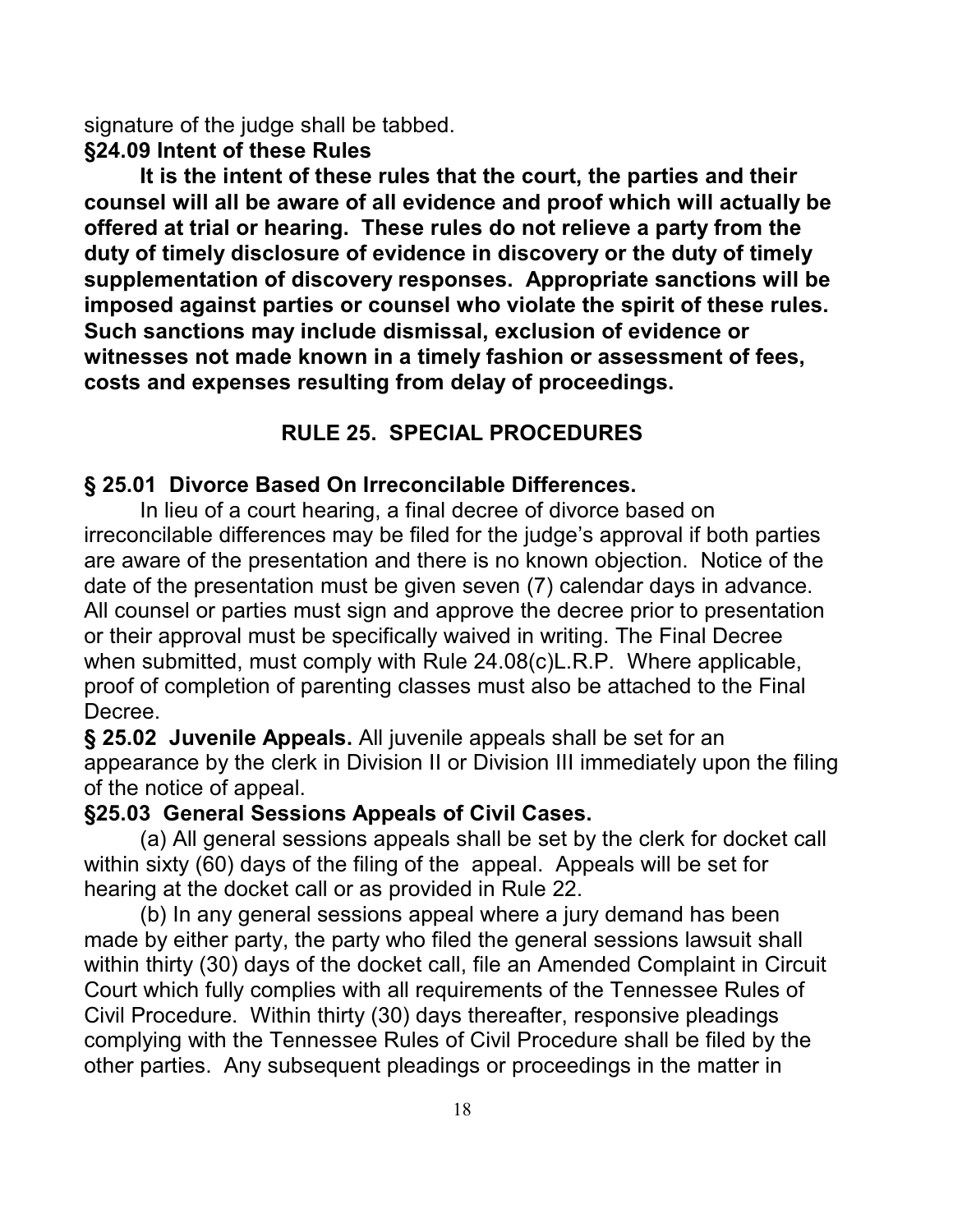signature of the judge shall be tabbed.

**§24.09 Intent of these Rules**

**It is the intent of these rules that the court, the parties and their counsel will all be aware of all evidence and proof which will actually be offered at trial or hearing. These rules do not relieve a party from the duty of timely disclosure of evidence in discovery or the duty of timely supplementation of discovery responses. Appropriate sanctions will be imposed against parties or counsel who violate the spirit of these rules. Such sanctions may include dismissal, exclusion of evidence or witnesses not made known in a timely fashion or assessment of fees, costs and expenses resulting from delay of proceedings.**

## RULE 25. SPECIAL PROCEDURES

**§ 25.01 Divorce Based On Irreconcilable Differences.**

In lieu of a court hearing, a final decree of divorce based on irreconcilable differences may be filed for the judge's approval if both parties are aware of the presentation and there is no known objection. Notice of the date of the presentation must be given seven (7) calendar days in advance. All counsel or parties must sign and approve the decree prior to presentation or their approval must be specifically waived in writing. The Final Decree when submitted, must comply with Rule 24.08(c)L.R.P. Where applicable, proof of completion of parenting classes must also be attached to the Final Decree.

**§ 25.02 Juvenile Appeals.** All juvenile appeals shall be set for an appearance by the clerk in Division II or Division III immediately upon the filing of the notice of appeal.

**§25.03 General Sessions Appeals of Civil Cases.**

(a) All general sessions appeals shall be set by the clerk for docket call within sixty (60) days of the filing of the appeal. Appeals will be set for hearing at the docket call or as provided in Rule 22.

(b) In any general sessions appeal where a jury demand has been made by either party, the party who filed the general sessions lawsuit shall within thirty (30) days of the docket call, file an Amended Complaint in Circuit Court which fully complies with all requirements of the Tennessee Rules of Civil Procedure. Within thirty (30) days thereafter, responsive pleadings complying with the Tennessee Rules of Civil Procedure shall be filed by the other parties. Any subsequent pleadings or proceedings in the matter in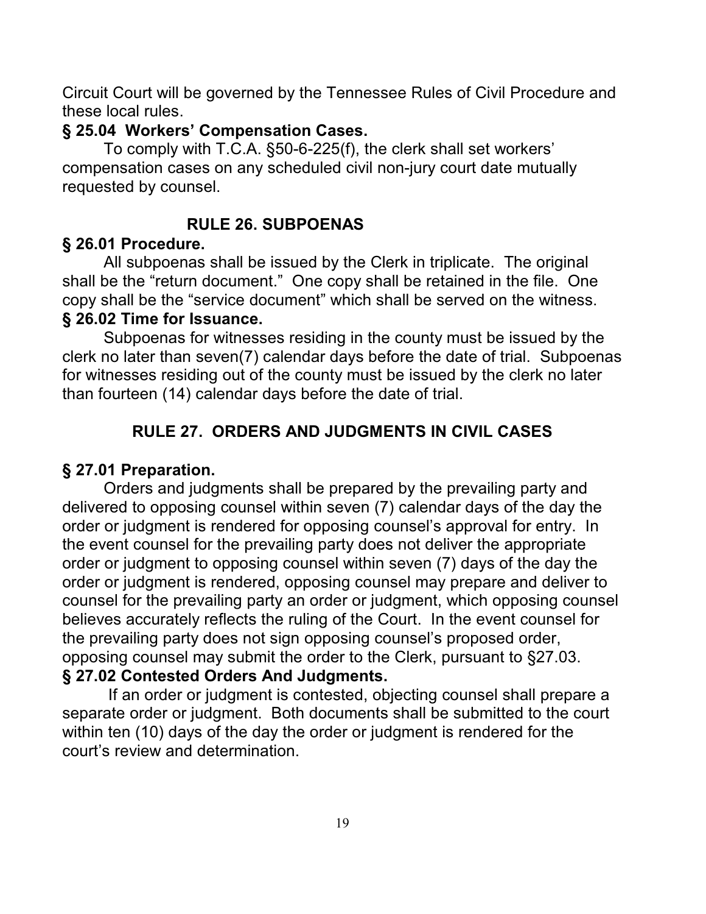Circuit Court will be governed by the Tennessee Rules of Civil Procedure and these local rules.

**§ 25.04 Workers' Compensation Cases.**

To comply with T.C.A. §50-6-225(f), the clerk shall set workers' compensation cases on any scheduled civil non-jury court date mutually requested by counsel.

## RULE 26. SUBPOENAS

**§ 26.01 Procedure.**

All subpoenas shall be issued by the Clerk in triplicate. The original shall be the "return document." One copy shall be retained in the file. One copy shall be the "service document" which shall be served on the witness.

**§ 26.02 Time for Issuance.**

Subpoenas for witnesses residing in the county must be issued by the clerk no later than seven(7) calendar days before the date of trial. Subpoenas for witnesses residing out of the county must be issued by the clerk no later than fourteen (14) calendar days before the date of trial.

## RULE 27. ORDERS AND JUDGMENTS IN CIVIL CASES

**§ 27.01 Preparation.**

Orders and judgments shall be prepared by the prevailing party and delivered to opposing counsel within seven (7) calendar days of the day the order or judgment is rendered for opposing counsel's approval for entry. In the event counsel for the prevailing party does not deliver the appropriate order or judgment to opposing counsel within seven (7) days of the day the order or judgment is rendered, opposing counsel may prepare and deliver to counsel for the prevailing party an order or judgment, which opposing counsel believes accurately reflects the ruling of the Court. In the event counsel for the prevailing party does not sign opposing counsel's proposed order, opposing counsel may submit the order to the Clerk, pursuant to §27.03.

**§ 27.02 Contested Orders And Judgments.**

If an order or judgment is contested, objecting counsel shall prepare a separate order or judgment. Both documents shall be submitted to the court within ten (10) days of the day the order or judgment is rendered for the court's review and determination.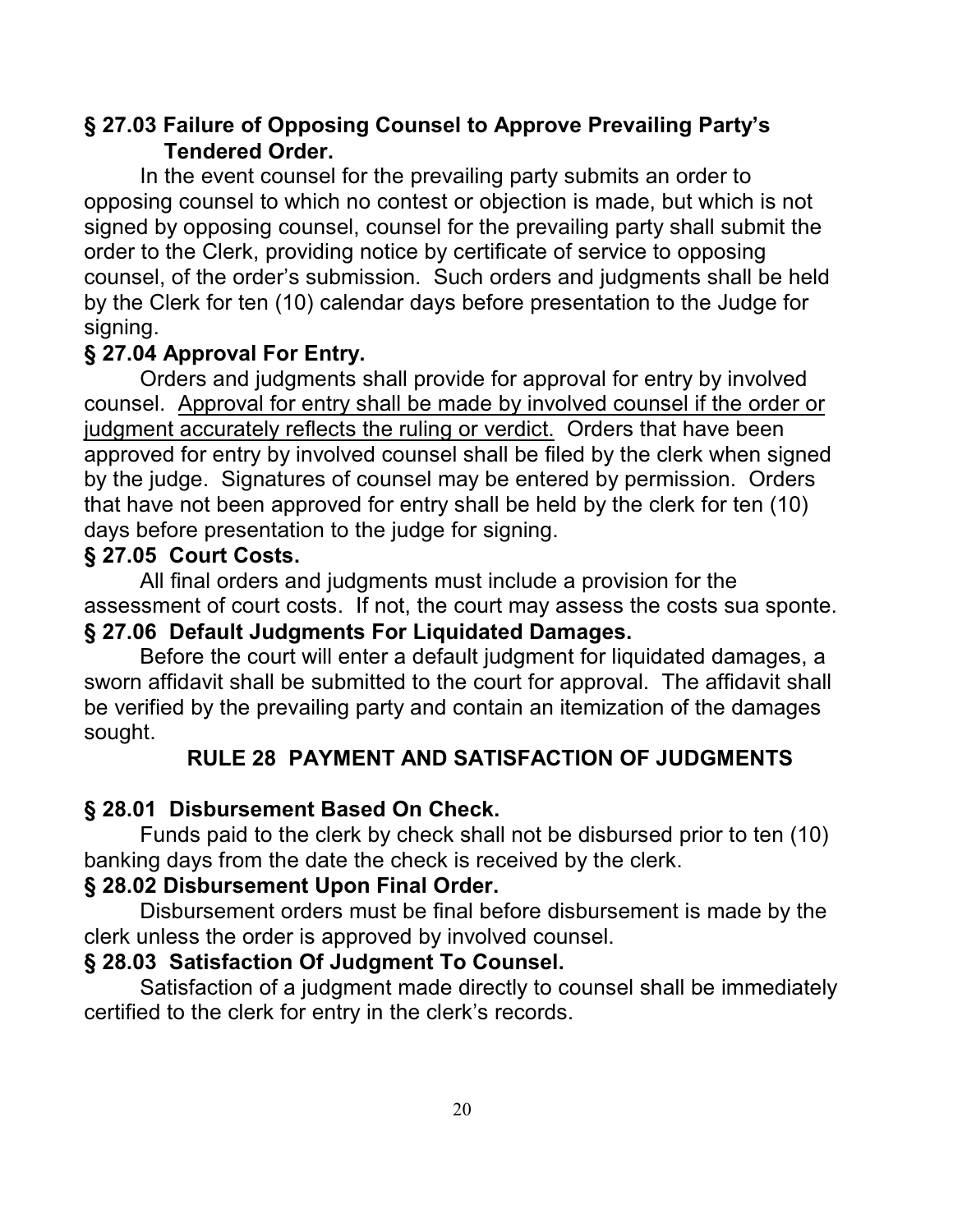### § 27.03 Failure of Opposing Counsel to Approve Prevailing Party's Tendered Order.

In the event counsel for the prevailing party submits an order to opposing counsel to which no contest or objection is made, but which is not signed by opposing counsel, counsel for the prevailing party shall submit the order to the Clerk, providing notice by certificate of service to opposing counsel, of the order's submission. Such orders and judgments shall be held by the Clerk for ten (10) calendar days before presentation to the Judge for signing.

### § 27.04 Approval For Entry.

Orders and judgments shall provide for approval for entry by involved counsel. <u>Approval for entry shall be made by involved counsel if the order or judgment accurately reflects the ruling or verdict.</u> Orders that have been approved for entry by involved counsel shall be filed by the clerk when signed by the judge. Signatures of counsel may be entered by permission. Orders that have not been approved for entry shall be held by the clerk for ten (10) days before presentation to the judge for signing.

### § 27.05 Court Costs.

All final orders and judgments must include a provision for the assessment of court costs. If not, the court may assess the costs sua sponte.

### § 27.06 Default Judgments For Liquidated Damages.

Before the court will enter a default judgment for liquidated damages, a sworn affidavit shall be submitted to the court for approval. The affidavit shall be verified by the prevailing party and contain an itemization of the damages sought.

## RULE 28 PAYMENT AND SATISFACTION OF JUDGMENTS

### § 28.01 Disbursement Based On Check.

Funds paid to the clerk by check shall not be disbursed prior to ten (10) banking days from the date the check is received by the clerk.

### § 28.02 Disbursement Upon Final Order.

Disbursement orders must be final before disbursement is made by the clerk unless the order is approved by involved counsel.

### § 28.03 Satisfaction Of Judgment To Counsel.

Satisfaction of a judgment made directly to counsel shall be immediately certified to the clerk for entry in the clerk's records.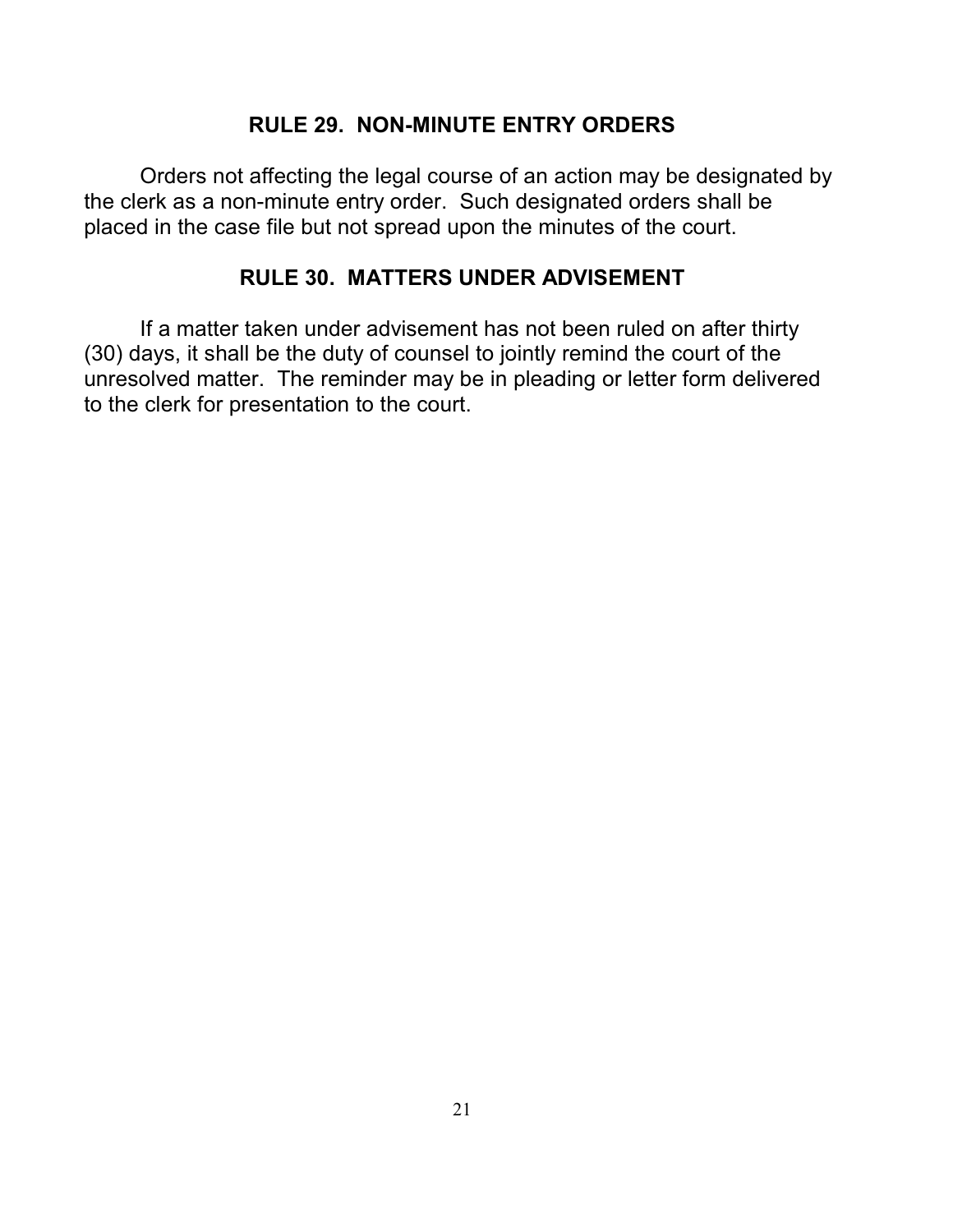## RULE 29. NON-MINUTE ENTRY ORDERS

Orders not affecting the legal course of an action may be designated by the clerk as a non-minute entry order. Such designated orders shall be placed in the case file but not spread upon the minutes of the court.

## RULE 30. MATTERS UNDER ADVISEMENT

If a matter taken under advisement has not been ruled on after thirty (30) days, it shall be the duty of counsel to jointly remind the court of the unresolved matter. The reminder may be in pleading or letter form delivered to the clerk for presentation to the court.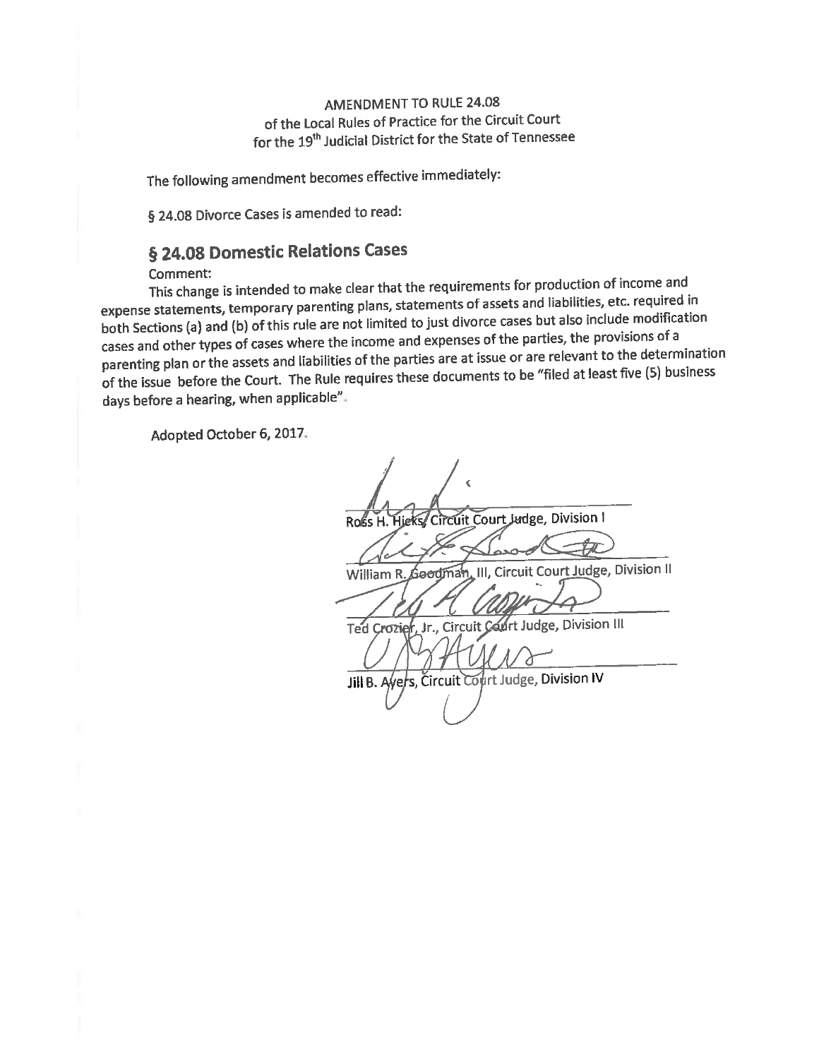AMENDMENT TO RULE 24.08
of the Local Rules of Practice for the Circuit Court
for the 19th Judicial District for the State of Tennessee

The following amendment becomes effective immediately:

§ 24.08 Divorce Cases is amended to read:

## § 24.08 Domestic Relations Cases

Comment:

This change is intended to make clear that the requirements for production of income and expense statements, temporary parenting plans, statements of assets and liabilities, etc. required in both Sections (a) and (b) of this rule are not limited to just divorce cases but also include modification cases and other types of cases where the income and expenses of the parties, the provisions of a parenting plan or the assets and liabilities of the parties are at issue or are relevant to the determination of the issue before the Court. The Rule requires these documents to be "filed at least five (5) business days before a hearing, when applicable".

Adopted October 6, 2017.

Ross H. Hicks, Circuit Court Judge, Division I

William R. Goodman, III, Circuit Court Judge, Division II

Ted Crozier, Jr., Circuit Court Judge, Division III

Jill B. Ayers, Circuit Court Judge, Division IV